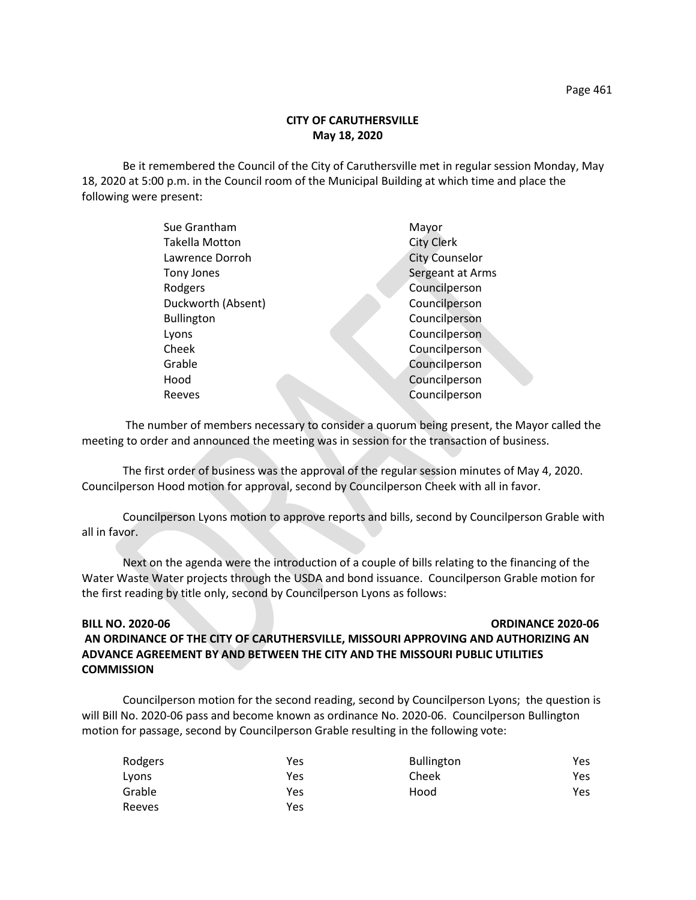# CITY OF CARUTHERSVILLE
## May 18, 2020

Be it remembered the Council of the City of Caruthersville met in regular session Monday, May 18, 2020 at 5:00 p.m. in the Council room of the Municipal Building at which time and place the following were present:

| | |
|---|---|
| Sue Grantham | Mayor |
| Takella Motton | City Clerk |
| Lawrence Dorroh | City Counselor |
| Tony Jones | Sergeant at Arms |
| Rodgers | Councilperson |
| Duckworth (Absent) | Councilperson |
| Bullington | Councilperson |
| Lyons | Councilperson |
| Cheek | Councilperson |
| Grable | Councilperson |
| Hood | Councilperson |
| Reeves | Councilperson |

The number of members necessary to consider a quorum being present, the Mayor called the meeting to order and announced the meeting was in session for the transaction of business.

The first order of business was the approval of the regular session minutes of May 4, 2020. Councilperson Hood motion for approval, second by Councilperson Cheek with all in favor.

Councilperson Lyons motion to approve reports and bills, second by Councilperson Grable with all in favor.

Next on the agenda were the introduction of a couple of bills relating to the financing of the Water Waste Water projects through the USDA and bond issuance. Councilperson Grable motion for the first reading by title only, second by Councilperson Lyons as follows:

**BILL NO. 2020-06 ORDINANCE 2020-06**

**AN ORDINANCE OF THE CITY OF CARUTHERSVILLE, MISSOURI APPROVING AND AUTHORIZING AN ADVANCE AGREEMENT BY AND BETWEEN THE CITY AND THE MISSOURI PUBLIC UTILITIES COMMISSION**

Councilperson motion for the second reading, second by Councilperson Lyons; the question is will Bill No. 2020-06 pass and become known as ordinance No. 2020-06. Councilperson Bullington motion for passage, second by Councilperson Grable resulting in the following vote:

| | | | |
|---|---|---|---|
| Rodgers | Yes | Bullington | Yes |
| Lyons | Yes | Cheek | Yes |
| Grable | Yes | Hood | Yes |
| Reeves | Yes | | |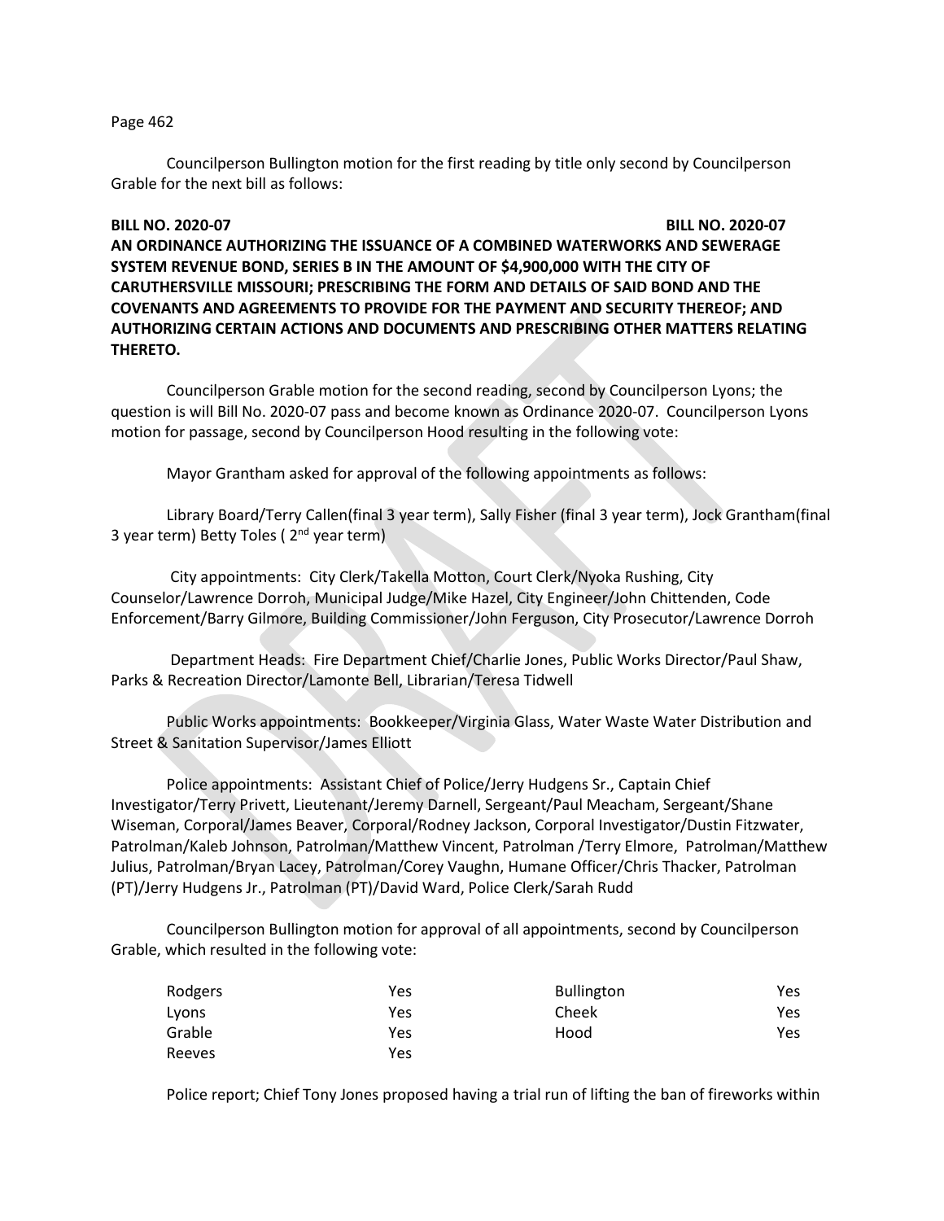Councilperson Bullington motion for the first reading by title only second by Councilperson Grable for the next bill as follows:

**BILL NO. 2020-07 BILL NO. 2020-07**

**AN ORDINANCE AUTHORIZING THE ISSUANCE OF A COMBINED WATERWORKS AND SEWERAGE SYSTEM REVENUE BOND, SERIES B IN THE AMOUNT OF $4,900,000 WITH THE CITY OF CARUTHERSVILLE MISSOURI; PRESCRIBING THE FORM AND DETAILS OF SAID BOND AND THE COVENANTS AND AGREEMENTS TO PROVIDE FOR THE PAYMENT AND SECURITY THEREOF; AND AUTHORIZING CERTAIN ACTIONS AND DOCUMENTS AND PRESCRIBING OTHER MATTERS RELATING THERETO.**

Councilperson Grable motion for the second reading, second by Councilperson Lyons; the question is will Bill No. 2020-07 pass and become known as Ordinance 2020-07. Councilperson Lyons motion for passage, second by Councilperson Hood resulting in the following vote:

Mayor Grantham asked for approval of the following appointments as follows:

Library Board/Terry Callen(final 3 year term), Sally Fisher (final 3 year term), Jock Grantham(final 3 year term) Betty Toles ( 2nd year term)

City appointments: City Clerk/Takella Motton, Court Clerk/Nyoka Rushing, City Counselor/Lawrence Dorroh, Municipal Judge/Mike Hazel, City Engineer/John Chittenden, Code Enforcement/Barry Gilmore, Building Commissioner/John Ferguson, City Prosecutor/Lawrence Dorroh

Department Heads: Fire Department Chief/Charlie Jones, Public Works Director/Paul Shaw, Parks & Recreation Director/Lamonte Bell, Librarian/Teresa Tidwell

Public Works appointments: Bookkeeper/Virginia Glass, Water Waste Water Distribution and Street & Sanitation Supervisor/James Elliott

Police appointments: Assistant Chief of Police/Jerry Hudgens Sr., Captain Chief Investigator/Terry Privett, Lieutenant/Jeremy Darnell, Sergeant/Paul Meacham, Sergeant/Shane Wiseman, Corporal/James Beaver, Corporal/Rodney Jackson, Corporal Investigator/Dustin Fitzwater, Patrolman/Kaleb Johnson, Patrolman/Matthew Vincent, Patrolman /Terry Elmore, Patrolman/Matthew Julius, Patrolman/Bryan Lacey, Patrolman/Corey Vaughn, Humane Officer/Chris Thacker, Patrolman (PT)/Jerry Hudgens Jr., Patrolman (PT)/David Ward, Police Clerk/Sarah Rudd

Councilperson Bullington motion for approval of all appointments, second by Councilperson Grable, which resulted in the following vote:

| | | | |
|---|---|---|---|
| Rodgers | Yes | Bullington | Yes |
| Lyons | Yes | Cheek | Yes |
| Grable | Yes | Hood | Yes |
| Reeves | Yes | | |

Police report; Chief Tony Jones proposed having a trial run of lifting the ban of fireworks within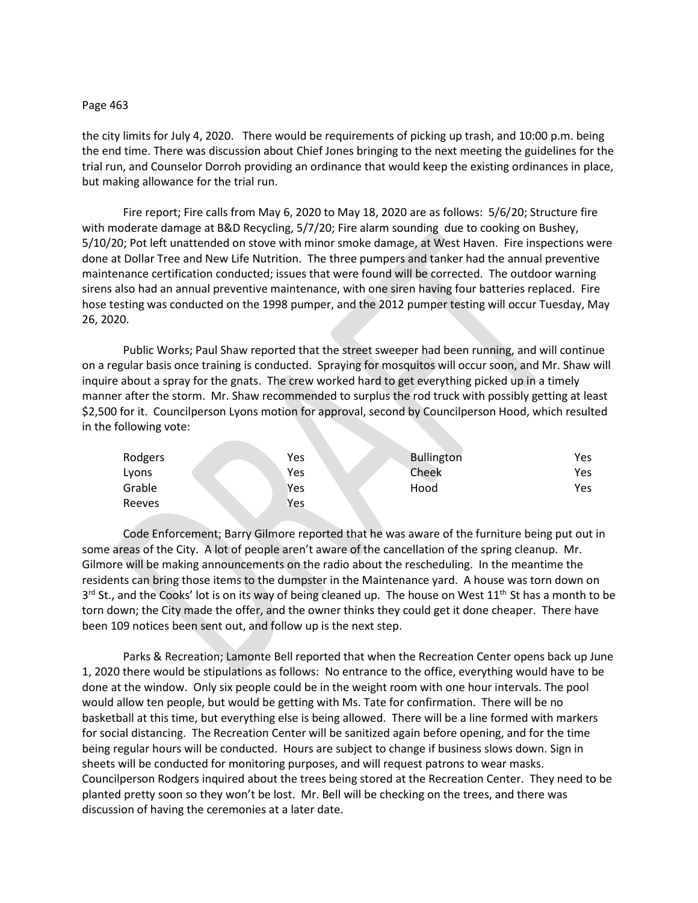the city limits for July 4, 2020. There would be requirements of picking up trash, and 10:00 p.m. being the end time. There was discussion about Chief Jones bringing to the next meeting the guidelines for the trial run, and Counselor Dorroh providing an ordinance that would keep the existing ordinances in place, but making allowance for the trial run.

Fire report; Fire calls from May 6, 2020 to May 18, 2020 are as follows: 5/6/20; Structure fire with moderate damage at B&D Recycling, 5/7/20; Fire alarm sounding due to cooking on Bushey, 5/10/20; Pot left unattended on stove with minor smoke damage, at West Haven. Fire inspections were done at Dollar Tree and New Life Nutrition. The three pumpers and tanker had the annual preventive maintenance certification conducted; issues that were found will be corrected. The outdoor warning sirens also had an annual preventive maintenance, with one siren having four batteries replaced. Fire hose testing was conducted on the 1998 pumper, and the 2012 pumper testing will occur Tuesday, May 26, 2020.

Public Works; Paul Shaw reported that the street sweeper had been running, and will continue on a regular basis once training is conducted. Spraying for mosquitos will occur soon, and Mr. Shaw will inquire about a spray for the gnats. The crew worked hard to get everything picked up in a timely manner after the storm. Mr. Shaw recommended to surplus the rod truck with possibly getting at least $2,500 for it. Councilperson Lyons motion for approval, second by Councilperson Hood, which resulted in the following vote:

| | | | |
|---|---|---|---|
| Rodgers | Yes | Bullington | Yes |
| Lyons | Yes | Cheek | Yes |
| Grable | Yes | Hood | Yes |
| Reeves | Yes | | |

Code Enforcement; Barry Gilmore reported that he was aware of the furniture being put out in some areas of the City. A lot of people aren't aware of the cancellation of the spring cleanup. Mr. Gilmore will be making announcements on the radio about the rescheduling. In the meantime the residents can bring those items to the dumpster in the Maintenance yard. A house was torn down on 3rd St., and the Cooks' lot is on its way of being cleaned up. The house on West 11th St has a month to be torn down; the City made the offer, and the owner thinks they could get it done cheaper. There have been 109 notices been sent out, and follow up is the next step.

Parks & Recreation; Lamonte Bell reported that when the Recreation Center opens back up June 1, 2020 there would be stipulations as follows: No entrance to the office, everything would have to be done at the window. Only six people could be in the weight room with one hour intervals. The pool would allow ten people, but would be getting with Ms. Tate for confirmation. There will be no basketball at this time, but everything else is being allowed. There will be a line formed with markers for social distancing. The Recreation Center will be sanitized again before opening, and for the time being regular hours will be conducted. Hours are subject to change if business slows down. Sign in sheets will be conducted for monitoring purposes, and will request patrons to wear masks. Councilperson Rodgers inquired about the trees being stored at the Recreation Center. They need to be planted pretty soon so they won't be lost. Mr. Bell will be checking on the trees, and there was discussion of having the ceremonies at a later date.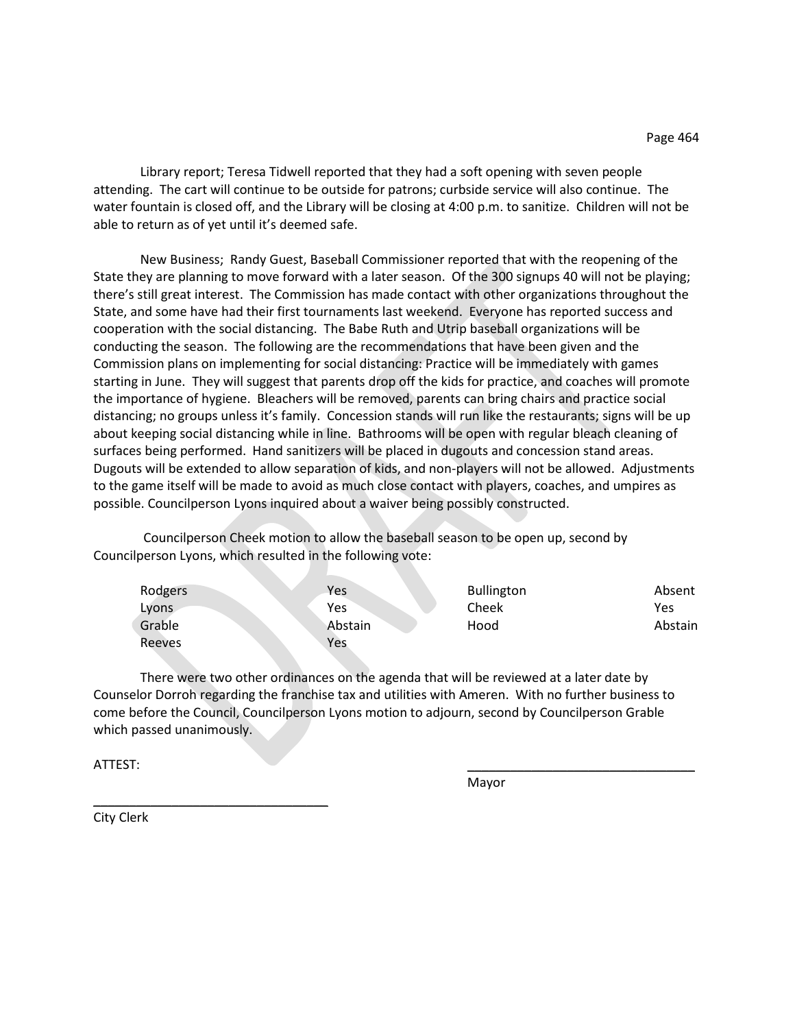Library report; Teresa Tidwell reported that they had a soft opening with seven people attending. The cart will continue to be outside for patrons; curbside service will also continue. The water fountain is closed off, and the Library will be closing at 4:00 p.m. to sanitize. Children will not be able to return as of yet until it's deemed safe.

New Business; Randy Guest, Baseball Commissioner reported that with the reopening of the State they are planning to move forward with a later season. Of the 300 signups 40 will not be playing; there's still great interest. The Commission has made contact with other organizations throughout the State, and some have had their first tournaments last weekend. Everyone has reported success and cooperation with the social distancing. The Babe Ruth and Utrip baseball organizations will be conducting the season. The following are the recommendations that have been given and the Commission plans on implementing for social distancing: Practice will be immediately with games starting in June. They will suggest that parents drop off the kids for practice, and coaches will promote the importance of hygiene. Bleachers will be removed, parents can bring chairs and practice social distancing; no groups unless it's family. Concession stands will run like the restaurants; signs will be up about keeping social distancing while in line. Bathrooms will be open with regular bleach cleaning of surfaces being performed. Hand sanitizers will be placed in dugouts and concession stand areas. Dugouts will be extended to allow separation of kids, and non-players will not be allowed. Adjustments to the game itself will be made to avoid as much close contact with players, coaches, and umpires as possible. Councilperson Lyons inquired about a waiver being possibly constructed.

Councilperson Cheek motion to allow the baseball season to be open up, second by Councilperson Lyons, which resulted in the following vote:

| | | | |
|---|---|---|---|
| Rodgers | Yes | Bullington | Absent |
| Lyons | Yes | Cheek | Yes |
| Grable | Abstain | Hood | Abstain |
| Reeves | Yes | | |

There were two other ordinances on the agenda that will be reviewed at a later date by Counselor Dorroh regarding the franchise tax and utilities with Ameren. With no further business to come before the Council, Councilperson Lyons motion to adjourn, second by Councilperson Grable which passed unanimously.

ATTEST:

\_\_\_\_\_\_\_\_\_\_\_\_\_\_\_\_\_\_\_\_\_\_\_\_\_\_\_\_\_\_\_\_
Mayor

\_\_\_\_\_\_\_\_\_\_\_\_\_\_\_\_\_\_\_\_\_\_\_\_\_\_\_\_\_\_\_\_
City Clerk